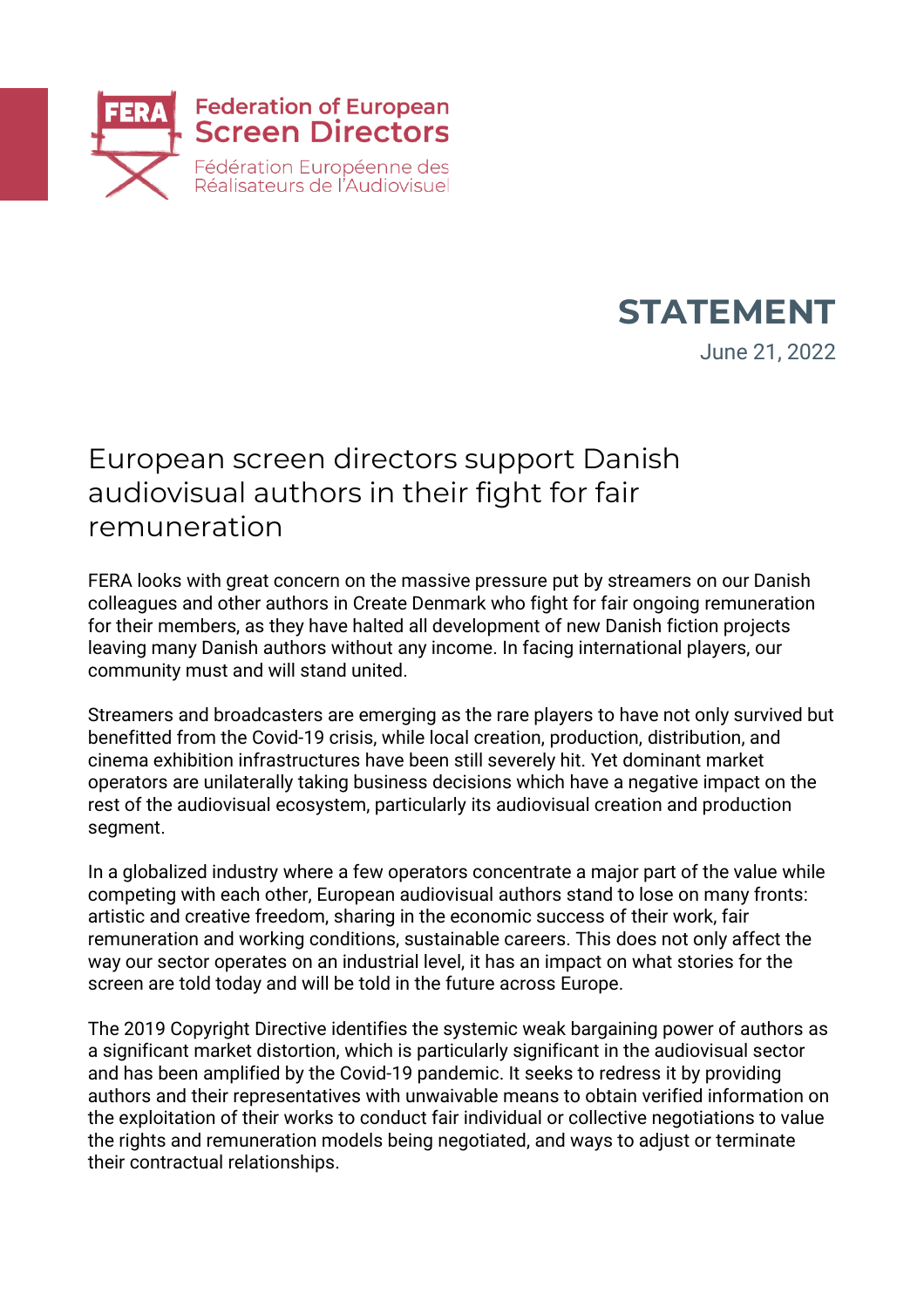Federation of European Screen Directors

Fédération Européenne des Réalisateurs de l'Audiovisuel

**STATEMENT**

June 21, 2022

# European screen directors support Danish audiovisual authors in their fight for fair remuneration

FERA looks with great concern on the massive pressure put by streamers on our Danish colleagues and other authors in Create Denmark who fight for fair ongoing remuneration for their members, as they have halted all development of new Danish fiction projects leaving many Danish authors without any income. In facing international players, our community must and will stand united.

Streamers and broadcasters are emerging as the rare players to have not only survived but benefitted from the Covid-19 crisis, while local creation, production, distribution, and cinema exhibition infrastructures have been still severely hit. Yet dominant market operators are unilaterally taking business decisions which have a negative impact on the rest of the audiovisual ecosystem, particularly its audiovisual creation and production segment.

In a globalized industry where a few operators concentrate a major part of the value while competing with each other, European audiovisual authors stand to lose on many fronts: artistic and creative freedom, sharing in the economic success of their work, fair remuneration and working conditions, sustainable careers. This does not only affect the way our sector operates on an industrial level, it has an impact on what stories for the screen are told today and will be told in the future across Europe.

The 2019 Copyright Directive identifies the systemic weak bargaining power of authors as a significant market distortion, which is particularly significant in the audiovisual sector and has been amplified by the Covid-19 pandemic. It seeks to redress it by providing authors and their representatives with unwaivable means to obtain verified information on the exploitation of their works to conduct fair individual or collective negotiations to value the rights and remuneration models being negotiated, and ways to adjust or terminate their contractual relationships.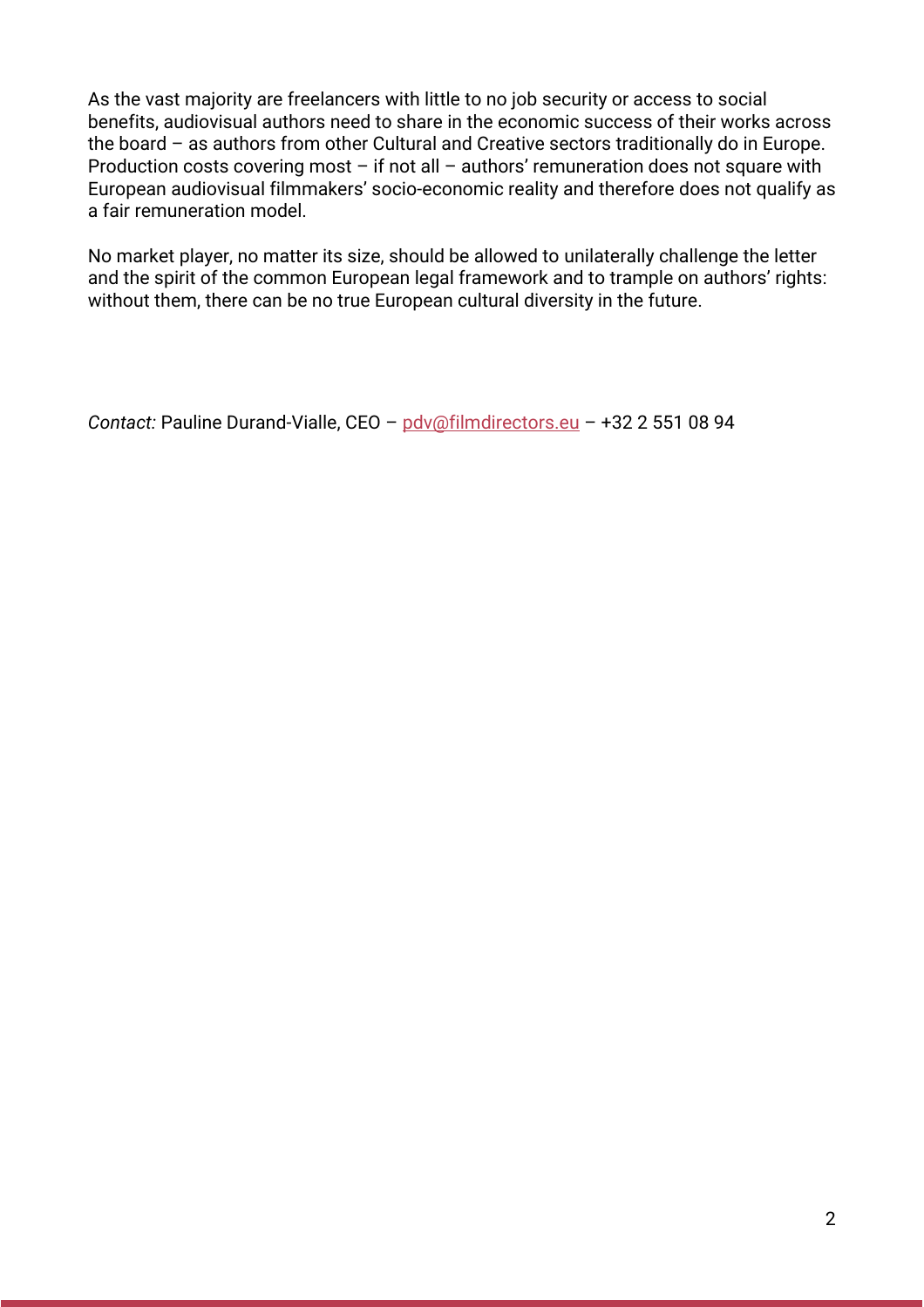As the vast majority are freelancers with little to no job security or access to social benefits, audiovisual authors need to share in the economic success of their works across the board – as authors from other Cultural and Creative sectors traditionally do in Europe. Production costs covering most – if not all – authors' remuneration does not square with European audiovisual filmmakers' socio-economic reality and therefore does not qualify as a fair remuneration model.

No market player, no matter its size, should be allowed to unilaterally challenge the letter and the spirit of the common European legal framework and to trample on authors' rights: without them, there can be no true European cultural diversity in the future.

*Contact:* Pauline Durand-Vialle, CEO – pdv@filmdirectors.eu – +32 2 551 08 94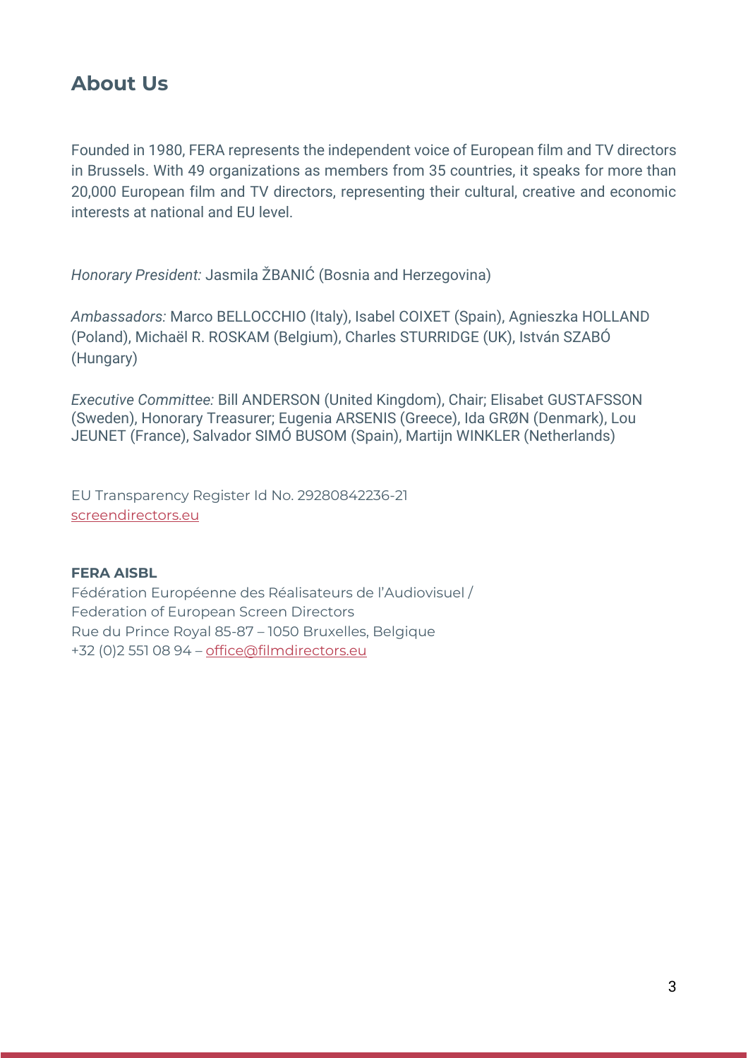## About Us

Founded in 1980, FERA represents the independent voice of European film and TV directors in Brussels. With 49 organizations as members from 35 countries, it speaks for more than 20,000 European film and TV directors, representing their cultural, creative and economic interests at national and EU level.

*Honorary President:* Jasmila ŽBANIĆ (Bosnia and Herzegovina)

*Ambassadors:* Marco BELLOCCHIO (Italy), Isabel COIXET (Spain), Agnieszka HOLLAND (Poland), Michaël R. ROSKAM (Belgium), Charles STURRIDGE (UK), István SZABÓ (Hungary)

*Executive Committee:* Bill ANDERSON (United Kingdom), Chair; Elisabet GUSTAFSSON (Sweden), Honorary Treasurer; Eugenia ARSENIS (Greece), Ida GRØN (Denmark), Lou JEUNET (France), Salvador SIMÓ BUSOM (Spain), Martijn WINKLER (Netherlands)

EU Transparency Register Id No. 29280842236-21
screendirectors.eu

**FERA AISBL**
Fédération Européenne des Réalisateurs de l'Audiovisuel /
Federation of European Screen Directors
Rue du Prince Royal 85-87 – 1050 Bruxelles, Belgique
+32 (0)2 551 08 94 – office@filmdirectors.eu